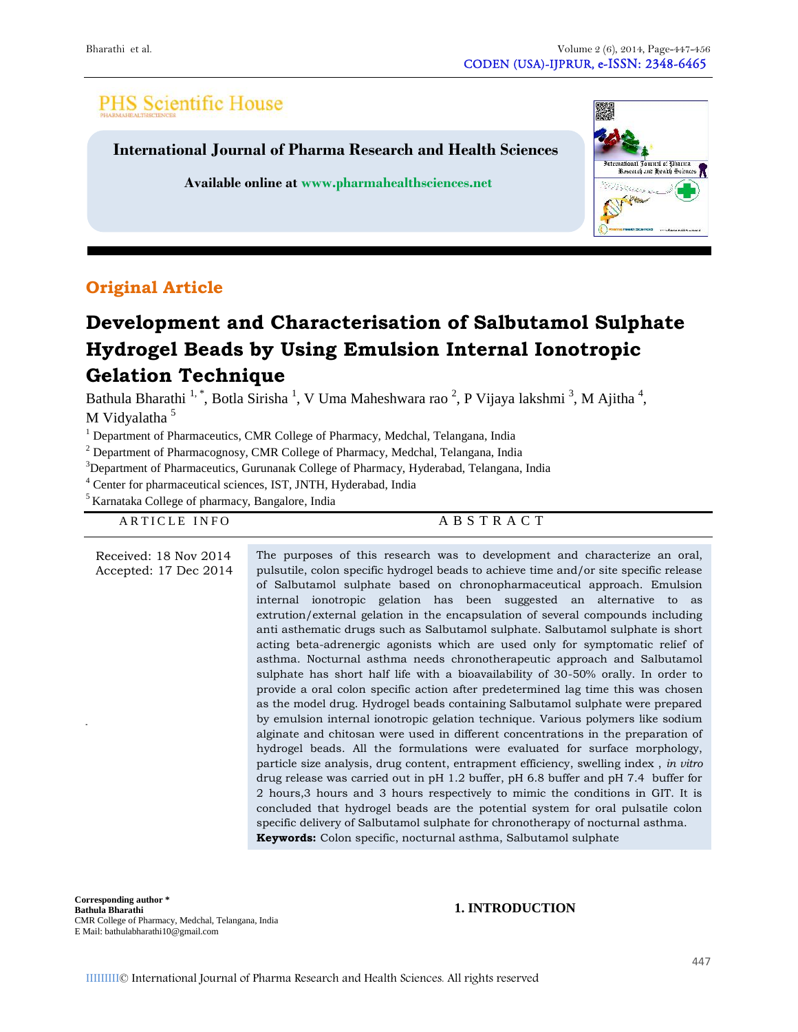PHS Scientific House

**International Journal of Pharma Research and Health Sciences**

**Available online at www.pharmahealthsciences.net**

## Original Article

# Development and Characterisation of Salbutamol Sulphate Hydrogel Beads by Using Emulsion Internal Ionotropic Gelation Technique

Bathula Bharathi [1, *], Botla Sirisha [1], V Uma Maheshwara rao [2], P Vijaya lakshmi [3], M Ajitha [4], M Vidyalatha [5]

[1] Department of Pharmaceutics, CMR College of Pharmacy, Medchal, Telangana, India

[2] Department of Pharmacognosy, CMR College of Pharmacy, Medchal, Telangana, India

[3] Department of Pharmaceutics, Gurunanak College of Pharmacy, Hyderabad, Telangana, India

[4] Center for pharmaceutical sciences, IST, JNTH, Hyderabad, India

[5] Karnataka College of pharmacy, Bangalore, India

**ARTICLE INFO**

Received: 18 Nov 2014
Accepted: 17 Dec 2014

**ABSTRACT**

The purposes of this research was to development and characterize an oral, pulsutile, colon specific hydrogel beads to achieve time and/or site specific release of Salbutamol sulphate based on chronopharmaceutical approach. Emulsion internal ionotropic gelation has been suggested an alternative to as extrution/external gelation in the encapsulation of several compounds including anti asthematic drugs such as Salbutamol sulphate. Salbutamol sulphate is short acting beta-adrenergic agonists which are used only for symptomatic relief of asthma. Nocturnal asthma needs chronotherapeutic approach and Salbutamol sulphate has short half life with a bioavailability of 30-50% orally. In order to provide a oral colon specific action after predetermined lag time this was chosen as the model drug. Hydrogel beads containing Salbutamol sulphate were prepared by emulsion internal ionotropic gelation technique. Various polymers like sodium alginate and chitosan were used in different concentrations in the preparation of hydrogel beads. All the formulations were evaluated for surface morphology, particle size analysis, drug content, entrapment efficiency, swelling index , *in vitro* drug release was carried out in pH 1.2 buffer, pH 6.8 buffer and pH 7.4 buffer for 2 hours,3 hours and 3 hours respectively to mimic the conditions in GIT. It is concluded that hydrogel beads are the potential system for oral pulsatile colon specific delivery of Salbutamol sulphate for chronotherapy of nocturnal asthma.

**Keywords:** Colon specific, nocturnal asthma, Salbutamol sulphate

**Corresponding author \***
**Bathula Bharathi**
CMR College of Pharmacy, Medchal, Telangana, India
E Mail: bathulabharathi10@gmail.com

## 1. INTRODUCTION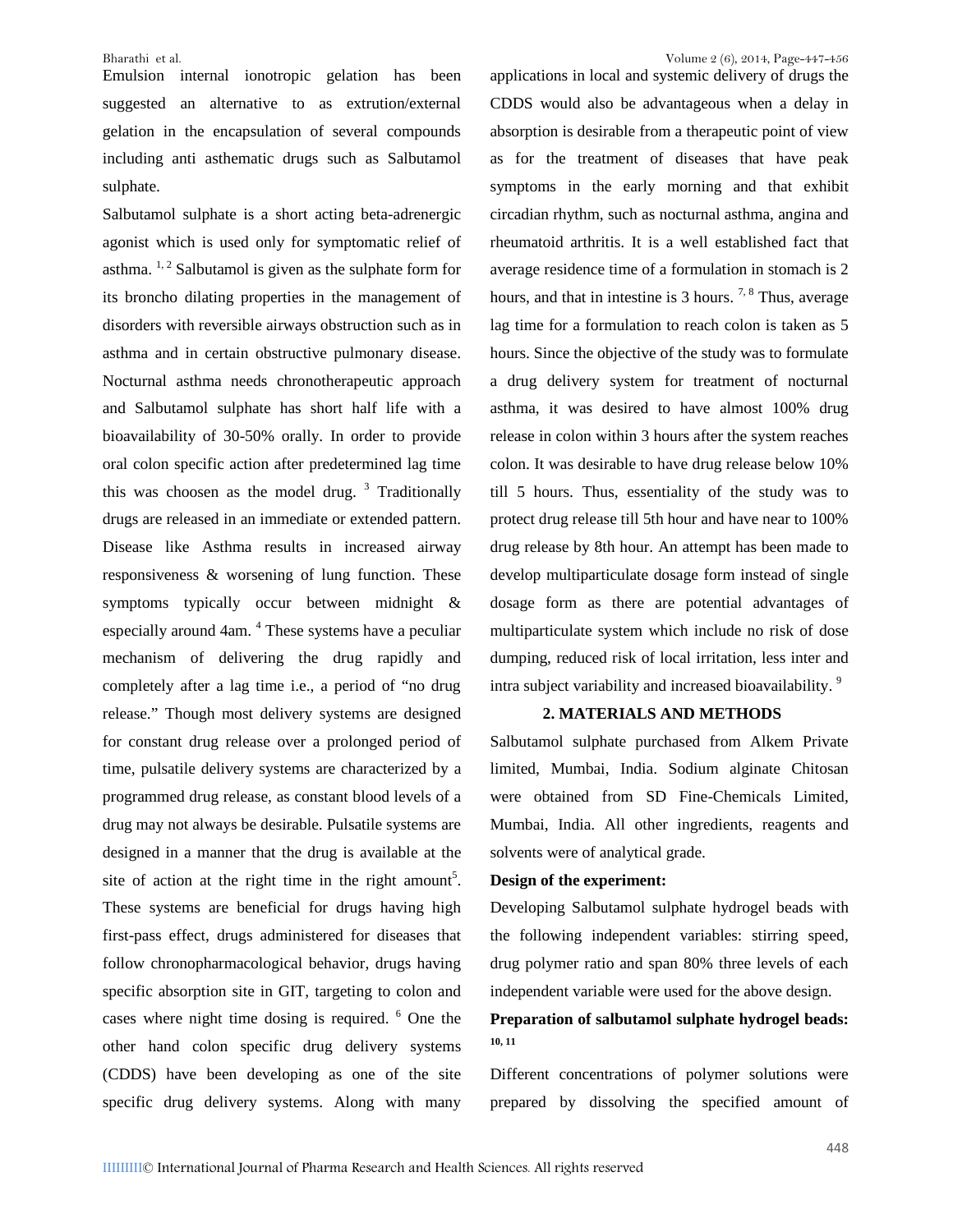Emulsion internal ionotropic gelation has been suggested an alternative to as extrution/external gelation in the encapsulation of several compounds including anti asthematic drugs such as Salbutamol sulphate.

Salbutamol sulphate is a short acting beta-adrenergic agonist which is used only for symptomatic relief of asthma. [1, 2] Salbutamol is given as the sulphate form for its broncho dilating properties in the management of disorders with reversible airways obstruction such as in asthma and in certain obstructive pulmonary disease. Nocturnal asthma needs chronotherapeutic approach and Salbutamol sulphate has short half life with a bioavailability of 30-50% orally. In order to provide oral colon specific action after predetermined lag time this was choosen as the model drug. [3] Traditionally drugs are released in an immediate or extended pattern. Disease like Asthma results in increased airway responsiveness & worsening of lung function. These symptoms typically occur between midnight & especially around 4am. [4] These systems have a peculiar mechanism of delivering the drug rapidly and completely after a lag time i.e., a period of "no drug release." Though most delivery systems are designed for constant drug release over a prolonged period of time, pulsatile delivery systems are characterized by a programmed drug release, as constant blood levels of a drug may not always be desirable. Pulsatile systems are designed in a manner that the drug is available at the site of action at the right time in the right amount[5]. These systems are beneficial for drugs having high first-pass effect, drugs administered for diseases that follow chronopharmacological behavior, drugs having specific absorption site in GIT, targeting to colon and cases where night time dosing is required. [6] One the other hand colon specific drug delivery systems (CDDS) have been developing as one of the site specific drug delivery systems. Along with many applications in local and systemic delivery of drugs the CDDS would also be advantageous when a delay in absorption is desirable from a therapeutic point of view as for the treatment of diseases that have peak symptoms in the early morning and that exhibit circadian rhythm, such as nocturnal asthma, angina and rheumatoid arthritis. It is a well established fact that average residence time of a formulation in stomach is 2 hours, and that in intestine is 3 hours. [7, 8] Thus, average lag time for a formulation to reach colon is taken as 5 hours. Since the objective of the study was to formulate a drug delivery system for treatment of nocturnal asthma, it was desired to have almost 100% drug release in colon within 3 hours after the system reaches colon. It was desirable to have drug release below 10% till 5 hours. Thus, essentiality of the study was to protect drug release till 5th hour and have near to 100% drug release by 8th hour. An attempt has been made to develop multiparticulate dosage form instead of single dosage form as there are potential advantages of multiparticulate system which include no risk of dose dumping, reduced risk of local irritation, less inter and intra subject variability and increased bioavailability. [9]

## 2. MATERIALS AND METHODS

Salbutamol sulphate purchased from Alkem Private limited, Mumbai, India. Sodium alginate Chitosan were obtained from SD Fine-Chemicals Limited, Mumbai, India. All other ingredients, reagents and solvents were of analytical grade.

**Design of the experiment:**

Developing Salbutamol sulphate hydrogel beads with the following independent variables: stirring speed, drug polymer ratio and span 80% three levels of each independent variable were used for the above design.

**Preparation of salbutamol sulphate hydrogel beads:** [10, 11]

Different concentrations of polymer solutions were prepared by dissolving the specified amount of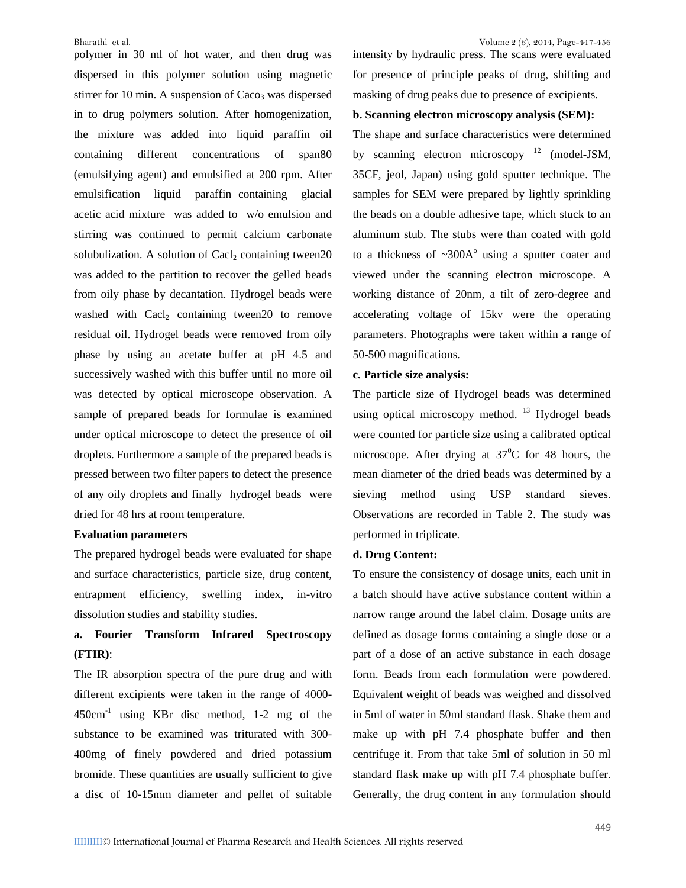polymer in 30 ml of hot water, and then drug was dispersed in this polymer solution using magnetic stirrer for 10 min. A suspension of $Caco_3$ was dispersed in to drug polymers solution. After homogenization, the mixture was added into liquid paraffin oil containing different concentrations of span80 (emulsifying agent) and emulsified at 200 rpm. After emulsification liquid paraffin containing glacial acetic acid mixture was added to w/o emulsion and stirring was continued to permit calcium carbonate solubulization. A solution of $Cacl_2$ containing tween20 was added to the partition to recover the gelled beads from oily phase by decantation. Hydrogel beads were washed with $Cacl_2$ containing tween20 to remove residual oil. Hydrogel beads were removed from oily phase by using an acetate buffer at pH 4.5 and successively washed with this buffer until no more oil was detected by optical microscope observation. A sample of prepared beads for formulae is examined under optical microscope to detect the presence of oil droplets. Furthermore a sample of the prepared beads is pressed between two filter papers to detect the presence of any oily droplets and finally hydrogel beads were dried for 48 hrs at room temperature.

**Evaluation parameters**

The prepared hydrogel beads were evaluated for shape and surface characteristics, particle size, drug content, entrapment efficiency, swelling index, in-vitro dissolution studies and stability studies.

**a. Fourier Transform Infrared Spectroscopy (FTIR)**:

The IR absorption spectra of the pure drug and with different excipients were taken in the range of 4000-450cm$^{-1}$ using KBr disc method, 1-2 mg of the substance to be examined was triturated with 300-400mg of finely powdered and dried potassium bromide. These quantities are usually sufficient to give a disc of 10-15mm diameter and pellet of suitable intensity by hydraulic press. The scans were evaluated for presence of principle peaks of drug, shifting and masking of drug peaks due to presence of excipients.

**b. Scanning electron microscopy analysis (SEM):**

The shape and surface characteristics were determined by scanning electron microscopy [12] (model-JSM, 35CF, jeol, Japan) using gold sputter technique. The samples for SEM were prepared by lightly sprinkling the beads on a double adhesive tape, which stuck to an aluminum stub. The stubs were than coated with gold to a thickness of ~300A$^o$ using a sputter coater and viewed under the scanning electron microscope. A working distance of 20nm, a tilt of zero-degree and accelerating voltage of 15kv were the operating parameters. Photographs were taken within a range of 50-500 magnifications.

**c. Particle size analysis:**

The particle size of Hydrogel beads was determined using optical microscopy method. [13] Hydrogel beads were counted for particle size using a calibrated optical microscope. After drying at 37$^0$C for 48 hours, the mean diameter of the dried beads was determined by a sieving method using USP standard sieves. Observations are recorded in Table 2. The study was performed in triplicate.

**d. Drug Content:**

To ensure the consistency of dosage units, each unit in a batch should have active substance content within a narrow range around the label claim. Dosage units are defined as dosage forms containing a single dose or a part of a dose of an active substance in each dosage form. Beads from each formulation were powdered. Equivalent weight of beads was weighed and dissolved in 5ml of water in 50ml standard flask. Shake them and make up with pH 7.4 phosphate buffer and then centrifuge it. From that take 5ml of solution in 50 ml standard flask make up with pH 7.4 phosphate buffer. Generally, the drug content in any formulation should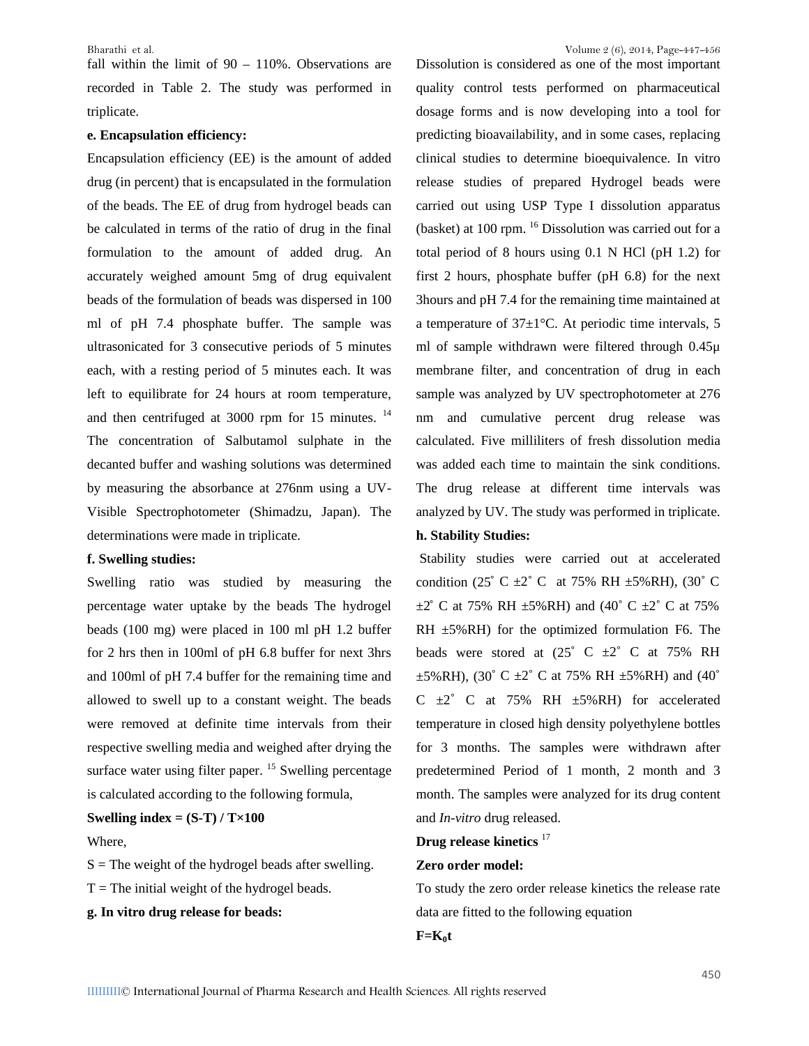fall within the limit of 90 – 110%. Observations are recorded in Table 2. The study was performed in triplicate.

**e. Encapsulation efficiency:**

Encapsulation efficiency (EE) is the amount of added drug (in percent) that is encapsulated in the formulation of the beads. The EE of drug from hydrogel beads can be calculated in terms of the ratio of drug in the final formulation to the amount of added drug. An accurately weighed amount 5mg of drug equivalent beads of the formulation of beads was dispersed in 100 ml of pH 7.4 phosphate buffer. The sample was ultrasonicated for 3 consecutive periods of 5 minutes each, with a resting period of 5 minutes each. It was left to equilibrate for 24 hours at room temperature, and then centrifuged at 3000 rpm for 15 minutes. [14] The concentration of Salbutamol sulphate in the decanted buffer and washing solutions was determined by measuring the absorbance at 276nm using a UV-Visible Spectrophotometer (Shimadzu, Japan). The determinations were made in triplicate.

**f. Swelling studies:**

Swelling ratio was studied by measuring the percentage water uptake by the beads The hydrogel beads (100 mg) were placed in 100 ml pH 1.2 buffer for 2 hrs then in 100ml of pH 6.8 buffer for next 3hrs and 100ml of pH 7.4 buffer for the remaining time and allowed to swell up to a constant weight. The beads were removed at definite time intervals from their respective swelling media and weighed after drying the surface water using filter paper. [15] Swelling percentage is calculated according to the following formula,

**Swelling index = (S-T) / T×100**

Where,

S = The weight of the hydrogel beads after swelling.

T = The initial weight of the hydrogel beads.

**g. In vitro drug release for beads:**

Dissolution is considered as one of the most important quality control tests performed on pharmaceutical dosage forms and is now developing into a tool for predicting bioavailability, and in some cases, replacing clinical studies to determine bioequivalence. In vitro release studies of prepared Hydrogel beads were carried out using USP Type I dissolution apparatus (basket) at 100 rpm. [16] Dissolution was carried out for a total period of 8 hours using 0.1 N HCl (pH 1.2) for first 2 hours, phosphate buffer (pH 6.8) for the next 3hours and pH 7.4 for the remaining time maintained at a temperature of 37±1°C. At periodic time intervals, 5 ml of sample withdrawn were filtered through 0.45μ membrane filter, and concentration of drug in each sample was analyzed by UV spectrophotometer at 276 nm and cumulative percent drug release was calculated. Five milliliters of fresh dissolution media was added each time to maintain the sink conditions. The drug release at different time intervals was analyzed by UV. The study was performed in triplicate.

**h. Stability Studies:**

Stability studies were carried out at accelerated condition (25˚ C ±2˚ C at 75% RH ±5%RH), (30˚ C ±2˚ C at 75% RH ±5%RH) and (40˚ C ±2˚ C at 75% RH ±5%RH) for the optimized formulation F6. The beads were stored at (25˚ C ±2˚ C at 75% RH ±5%RH), (30˚ C ±2˚ C at 75% RH ±5%RH) and (40˚ C ±2˚ C at 75% RH ±5%RH) for accelerated temperature in closed high density polyethylene bottles for 3 months. The samples were withdrawn after predetermined Period of 1 month, 2 month and 3 month. The samples were analyzed for its drug content and *In-vitro* drug released.

**Drug release kinetics** [17]

**Zero order model:**

To study the zero order release kinetics the release rate data are fitted to the following equation

$$F = K_0 t$$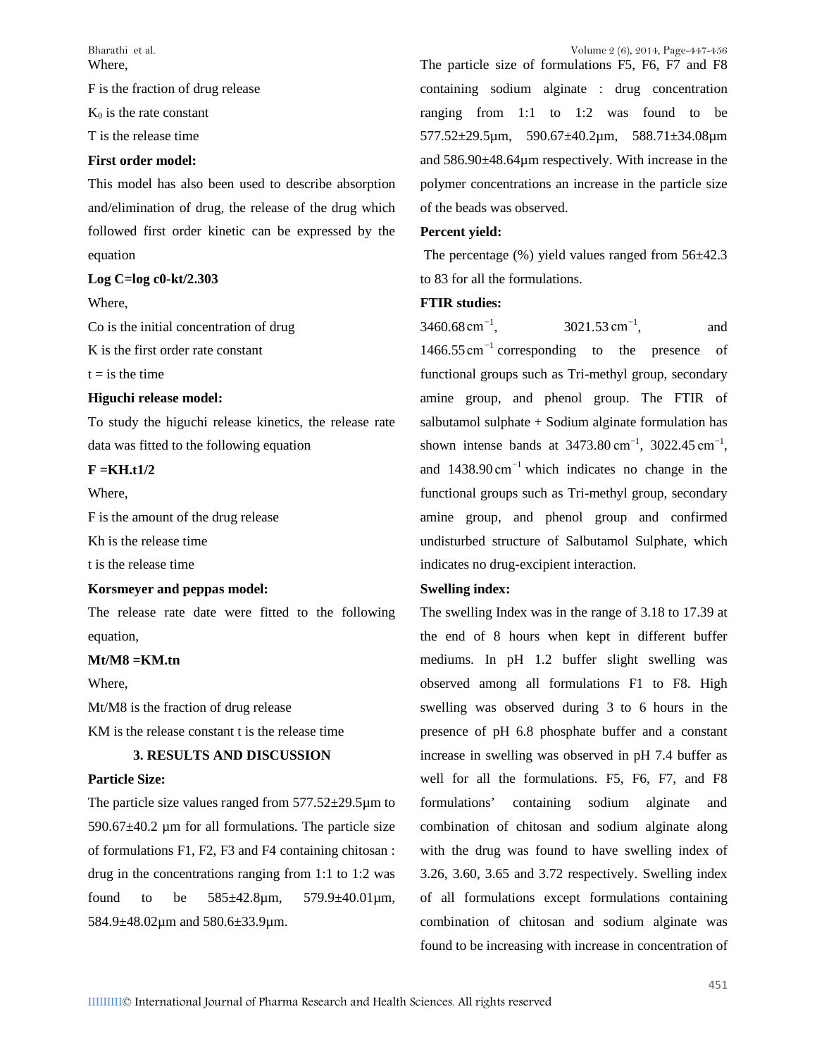Where,

F is the fraction of drug release

$K_0$ is the rate constant

T is the release time

**First order model:**

This model has also been used to describe absorption and/elimination of drug, the release of the drug which followed first order kinetic can be expressed by the equation

**Log C=log c0-kt/2.303**

Where,

Co is the initial concentration of drug

K is the first order rate constant

t = is the time

**Higuchi release model:**

To study the higuchi release kinetics, the release rate data was fitted to the following equation

**F =KH.t1/2**

Where,

F is the amount of the drug release

Kh is the release time

t is the release time

**Korsmeyer and peppas model:**

The release rate date were fitted to the following equation,

**Mt/M8 =KM.tn**

Where,

Mt/M8 is the fraction of drug release

KM is the release constant t is the release time

## 3. RESULTS AND DISCUSSION

**Particle Size:**

The particle size values ranged from 577.52±29.5µm to 590.67±40.2 µm for all formulations. The particle size of formulations F1, F2, F3 and F4 containing chitosan : drug in the concentrations ranging from 1:1 to 1:2 was found to be 585±42.8µm, 579.9±40.01µm, 584.9±48.02µm and 580.6±33.9µm.

The particle size of formulations F5, F6, F7 and F8 containing sodium alginate : drug concentration ranging from 1:1 to 1:2 was found to be 577.52±29.5µm, 590.67±40.2µm, 588.71±34.08µm and 586.90±48.64µm respectively. With increase in the polymer concentrations an increase in the particle size of the beads was observed.

**Percent yield:**

The percentage (%) yield values ranged from 56±42.3 to 83 for all the formulations.

**FTIR studies:**

3460.68 $cm^{-1}$, 3021.53 $cm^{-1}$, and 1466.55 $cm^{-1}$ corresponding to the presence of functional groups such as Tri-methyl group, secondary amine group, and phenol group. The FTIR of salbutamol sulphate + Sodium alginate formulation has shown intense bands at 3473.80 $cm^{-1}$, 3022.45 $cm^{-1}$, and 1438.90 $cm^{-1}$ which indicates no change in the functional groups such as Tri-methyl group, secondary amine group, and phenol group and confirmed undisturbed structure of Salbutamol Sulphate, which indicates no drug-excipient interaction.

**Swelling index:**

The swelling Index was in the range of 3.18 to 17.39 at the end of 8 hours when kept in different buffer mediums. In pH 1.2 buffer slight swelling was observed among all formulations F1 to F8. High swelling was observed during 3 to 6 hours in the presence of pH 6.8 phosphate buffer and a constant increase in swelling was observed in pH 7.4 buffer as well for all the formulations. F5, F6, F7, and F8 formulations' containing sodium alginate and combination of chitosan and sodium alginate along with the drug was found to have swelling index of 3.26, 3.60, 3.65 and 3.72 respectively. Swelling index of all formulations except formulations containing combination of chitosan and sodium alginate was found to be increasing with increase in concentration of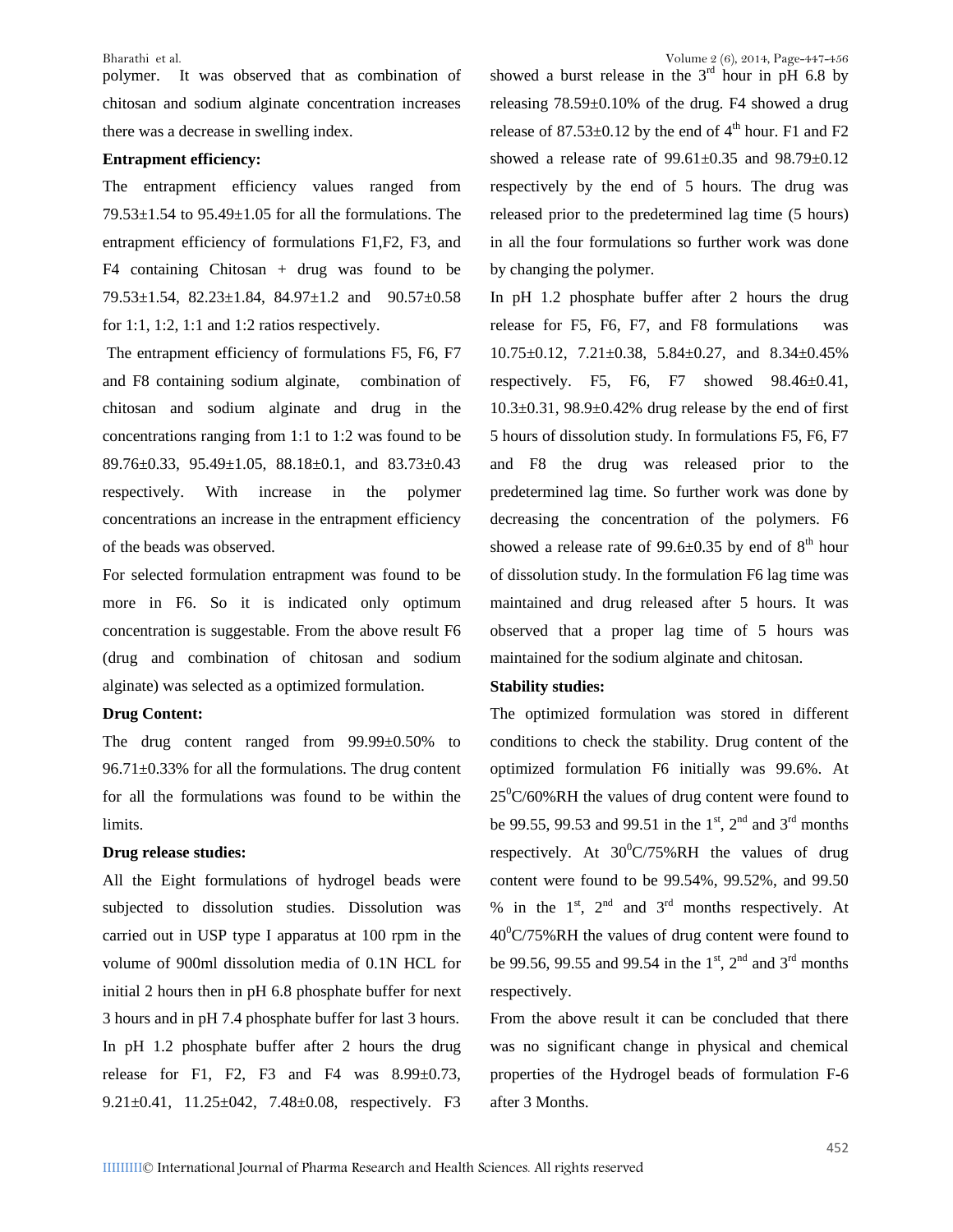polymer. It was observed that as combination of chitosan and sodium alginate concentration increases there was a decrease in swelling index.

**Entrapment efficiency:**

The entrapment efficiency values ranged from 79.53±1.54 to 95.49±1.05 for all the formulations. The entrapment efficiency of formulations F1,F2, F3, and F4 containing Chitosan + drug was found to be 79.53±1.54, 82.23±1.84, 84.97±1.2 and 90.57±0.58 for 1:1, 1:2, 1:1 and 1:2 ratios respectively.

The entrapment efficiency of formulations F5, F6, F7 and F8 containing sodium alginate, combination of chitosan and sodium alginate and drug in the concentrations ranging from 1:1 to 1:2 was found to be 89.76±0.33, 95.49±1.05, 88.18±0.1, and 83.73±0.43 respectively. With increase in the polymer concentrations an increase in the entrapment efficiency of the beads was observed.

For selected formulation entrapment was found to be more in F6. So it is indicated only optimum concentration is suggestable. From the above result F6 (drug and combination of chitosan and sodium alginate) was selected as a optimized formulation.

**Drug Content:**

The drug content ranged from 99.99±0.50% to 96.71±0.33% for all the formulations. The drug content for all the formulations was found to be within the limits.

**Drug release studies:**

All the Eight formulations of hydrogel beads were subjected to dissolution studies. Dissolution was carried out in USP type I apparatus at 100 rpm in the volume of 900ml dissolution media of 0.1N HCL for initial 2 hours then in pH 6.8 phosphate buffer for next 3 hours and in pH 7.4 phosphate buffer for last 3 hours. In pH 1.2 phosphate buffer after 2 hours the drug release for F1, F2, F3 and F4 was 8.99±0.73, 9.21±0.41, 11.25±042, 7.48±0.08, respectively. F3 showed a burst release in the 3rd hour in pH 6.8 by releasing 78.59±0.10% of the drug. F4 showed a drug release of 87.53±0.12 by the end of 4th hour. F1 and F2 showed a release rate of 99.61±0.35 and 98.79±0.12 respectively by the end of 5 hours. The drug was released prior to the predetermined lag time (5 hours) in all the four formulations so further work was done by changing the polymer.

In pH 1.2 phosphate buffer after 2 hours the drug release for F5, F6, F7, and F8 formulations was 10.75±0.12, 7.21±0.38, 5.84±0.27, and 8.34±0.45% respectively. F5, F6, F7 showed 98.46±0.41, 10.3±0.31, 98.9±0.42% drug release by the end of first 5 hours of dissolution study. In formulations F5, F6, F7 and F8 the drug was released prior to the predetermined lag time. So further work was done by decreasing the concentration of the polymers. F6 showed a release rate of 99.6±0.35 by end of 8th hour of dissolution study. In the formulation F6 lag time was maintained and drug released after 5 hours. It was observed that a proper lag time of 5 hours was maintained for the sodium alginate and chitosan.

**Stability studies:**

The optimized formulation was stored in different conditions to check the stability. Drug content of the optimized formulation F6 initially was 99.6%. At $25^0$C/60%RH the values of drug content were found to be 99.55, 99.53 and 99.51 in the 1st, 2nd and 3rd months respectively. At $30^0$C/75%RH the values of drug content were found to be 99.54%, 99.52%, and 99.50 % in the 1st, 2nd and 3rd months respectively. At $40^0$C/75%RH the values of drug content were found to be 99.56, 99.55 and 99.54 in the 1st, 2nd and 3rd months respectively.

From the above result it can be concluded that there was no significant change in physical and chemical properties of the Hydrogel beads of formulation F-6 after 3 Months.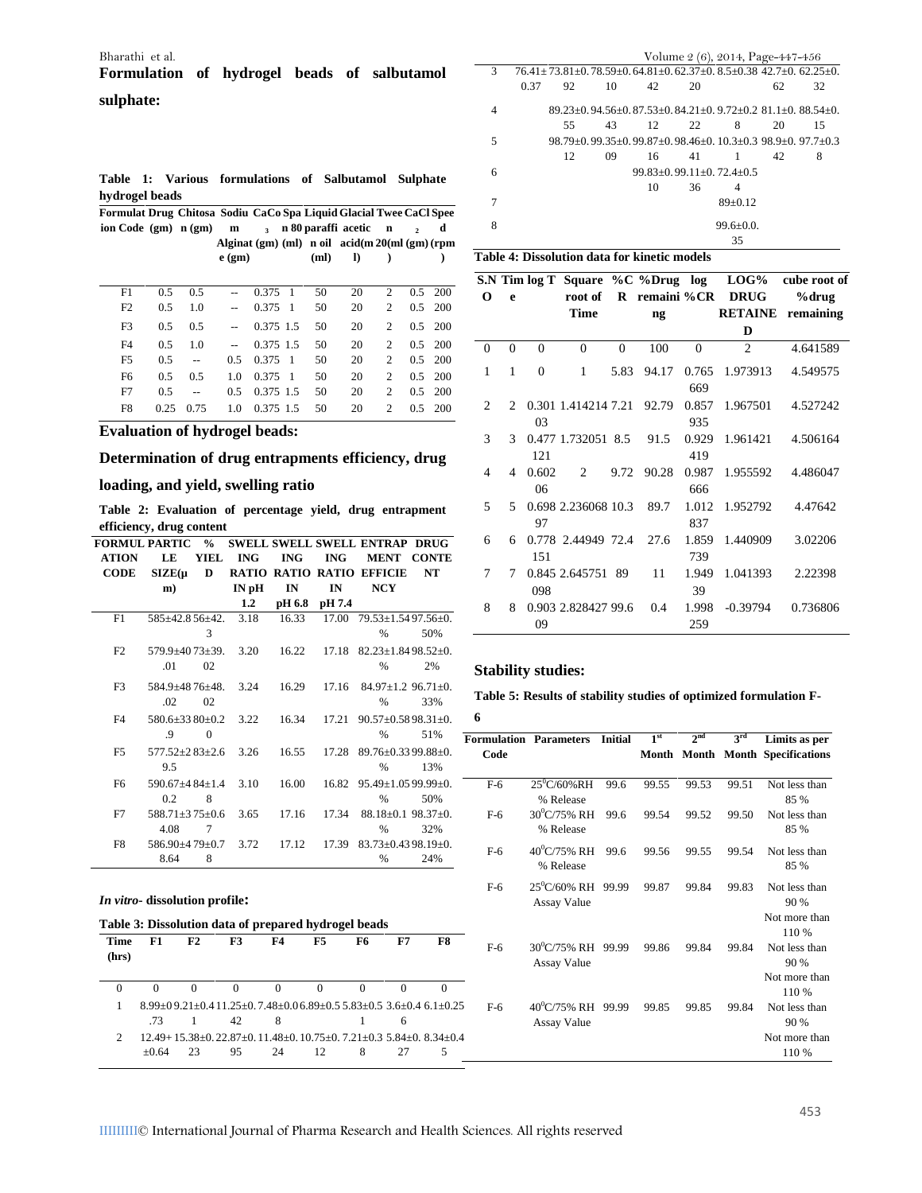## Formulation of hydrogel beads of salbutamol sulphate:

**Table 1: Various formulations of Salbutamol Sulphate hydrogel beads**

| Formulation Code | Drug (gm) | Chitosan (gm) | Sodium Alginate (gm) | $CaCO_3$ (gm) | Span 80 (ml) | Liquid paraffin oil (ml) | Glacial acetic acid(ml) | Tween 20(ml) | $CaCl_2$ (gm) | Speed (rpm) |
|---|---|---|---|---|---|---|---|---|---|---|
| F1 | 0.5 | 0.5 | -- | 0.375 | 1 | 50 | 20 | 2 | 0.5 | 200 |
| F2 | 0.5 | 1.0 | -- | 0.375 | 1 | 50 | 20 | 2 | 0.5 | 200 |
| F3 | 0.5 | 0.5 | -- | 0.375 | 1.5 | 50 | 20 | 2 | 0.5 | 200 |
| F4 | 0.5 | 1.0 | -- | 0.375 | 1.5 | 50 | 20 | 2 | 0.5 | 200 |
| F5 | 0.5 | -- | 0.5 | 0.375 | 1 | 50 | 20 | 2 | 0.5 | 200 |
| F6 | 0.5 | 0.5 | 1.0 | 0.375 | 1 | 50 | 20 | 2 | 0.5 | 200 |
| F7 | 0.5 | -- | 0.5 | 0.375 | 1.5 | 50 | 20 | 2 | 0.5 | 200 |
| F8 | 0.25 | 0.75 | 1.0 | 0.375 | 1.5 | 50 | 20 | 2 | 0.5 | 200 |

## Evaluation of hydrogel beads:

## Determination of drug entrapments efficiency, drug loading, and yield, swelling ratio

**Table 2: Evaluation of percentage yield, drug entrapment efficiency, drug content**

| FORMULATION CODE | PARTICLE SIZE(μm) | % YIELD | SWELLING RATIO IN pH 1.2 | SWELLING RATIO IN pH 6.8 | SWELLING RATIO IN pH 7.4 | ENTRAPMENT EFFICIENCY | DRUG CONTENT |
|---|---|---|---|---|---|---|---|
| F1 | 585±42.83 | 56±42.3 | 3.18 | 16.33 | 17.00 | 79.53±1.54 % | 97.56±0.50% |
| F2 | 579.9±40.01 | 73±39.02 | 3.20 | 16.22 | 17.18 | 82.23±1.84 % | 98.52±0.2% |
| F3 | 584.9±48.02 | 76±48.02 | 3.24 | 16.29 | 17.16 | 84.97±1.2 % | 96.71±0.33% |
| F4 | 580.6±33.9 | 80±0.20 | 3.22 | 16.34 | 17.21 | 90.57±0.58 % | 98.31±0.51% |
| F5 | 577.52±29.5 | 83±2.6 | 3.26 | 16.55 | 17.28 | 89.76±0.33 % | 99.88±0.13% |
| F6 | 590.67±40.2 | 84±1.48 | 3.10 | 16.00 | 16.82 | 95.49±1.05 % | 99.99±0.50% |
| F7 | 588.71±34.08 | 75±0.67 | 3.65 | 17.16 | 17.34 | 88.18±0.1 % | 98.37±0.32% |
| F8 | 586.90±48.64 | 79±0.78 | 3.72 | 17.12 | 17.39 | 83.73±0.43 % | 98.19±0.24% |

### *In vitro-* dissolution profile:

**Table 3: Dissolution data of prepared hydrogel beads**

| Time (hrs) | F1 | F2 | F3 | F4 | F5 | F6 | F7 | F8 |
|---|---|---|---|---|---|---|---|---|
| 0 | 0 | 0 | 0 | 0 | 0 | 0 | 0 | 0 |
| 1 | 8.99±0.73 | 9.21±0.41 | 11.25±0.42 | 7.48±0.08 | 6.89±0.5 | 5.83±0.51 | 3.6±0.46 | 6.1±0.25 |
| 2 | 12.49+±0.64 | 15.38±0.23 | 22.87±0.95 | 11.48±0.24 | 10.75±0.12 | 7.21±0.38 | 5.84±0.27 | 8.34±0.45 |
| 3 | 76.41±0.37 | 73.81±0.92 | 78.59±0.10 | 64.81±0.42 | 62.37±0.20 | 8.5±0.38 | 42.7±0.62 | 62.25±0.32 |
| 4 | | 89.23±0.55 | 94.56±0.43 | 87.53±0.12 | 84.21±0.22 | 9.72±0.28 | 81.1±0.20 | 88.54±0.15 |
| 5 | | 98.79±0.12 | 99.35±0.09 | 99.87±0.16 | 98.46±0.41 | 10.3±0.31 | 98.9±0.42 | 97.7±0.38 |
| 6 | | | | 99.83±0.10 | 99.11±0.36 | 72.4±0.54 | | |
| 7 | | | | | | 89±0.12 | | |
| 8 | | | | | | 99.6±0.035 | | |

**Table 4: Dissolution data for kinetic models**

| S.NO | Time | log T | Square root of Time | %CR | %Drug remaining | log %CR | LOG% DRUG RETAINED | cube root of %drug remaining |
|---|---|---|---|---|---|---|---|---|
| 0 | 0 | 0 | 0 | 0 | 100 | 0 | 2 | 4.641589 |
| 1 | 1 | 0 | 1 | 5.83 | 94.17 | 0.765669 | 1.973913 | 4.549575 |
| 2 | 2 | 0.30103 | 1.414214 | 7.21 | 92.79 | 0.857935 | 1.967501 | 4.527242 |
| 3 | 3 | 0.477121 | 1.732051 | 8.5 | 91.5 | 0.929419 | 1.961421 | 4.506164 |
| 4 | 4 | 0.60206 | 2 | 9.72 | 90.28 | 0.987666 | 1.955592 | 4.486047 |
| 5 | 5 | 0.69897 | 2.236068 | 10.3 | 89.7 | 1.012837 | 1.952792 | 4.47642 |
| 6 | 6 | 0.778151 | 2.44949 | 72.4 | 27.6 | 1.859739 | 1.440909 | 3.02206 |
| 7 | 7 | 0.845098 | 2.645751 | 89 | 11 | 1.94939 | 1.041393 | 2.22398 |
| 8 | 8 | 0.90309 | 2.828427 | 99.6 | 0.4 | 1.998259 | -0.39794 | 0.736806 |

## Stability studies:

**Table 5: Results of stability studies of optimized formulation F-6**

| Formulation Code | Parameters | Initial | 1st Month | 2nd Month | 3rd Month | Limits as per Specifications |
|---|---|---|---|---|---|---|
| F-6 | 25°C/60%RH % Release | 99.6 | 99.55 | 99.53 | 99.51 | Not less than 85 % |
| F-6 | 30°C/75% RH % Release | 99.6 | 99.54 | 99.52 | 99.50 | Not less than 85 % |
| F-6 | 40°C/75% RH % Release | 99.6 | 99.56 | 99.55 | 99.54 | Not less than 85 % |
| F-6 | 25°C/60% RH Assay Value | 99.99 | 99.87 | 99.84 | 99.83 | Not less than 90 % Not more than 110 % |
| F-6 | 30°C/75% RH Assay Value | 99.99 | 99.86 | 99.84 | 99.84 | Not less than 90 % Not more than 110 % |
| F-6 | 40°C/75% RH Assay Value | 99.99 | 99.85 | 99.85 | 99.84 | Not less than 90 % Not more than 110 % |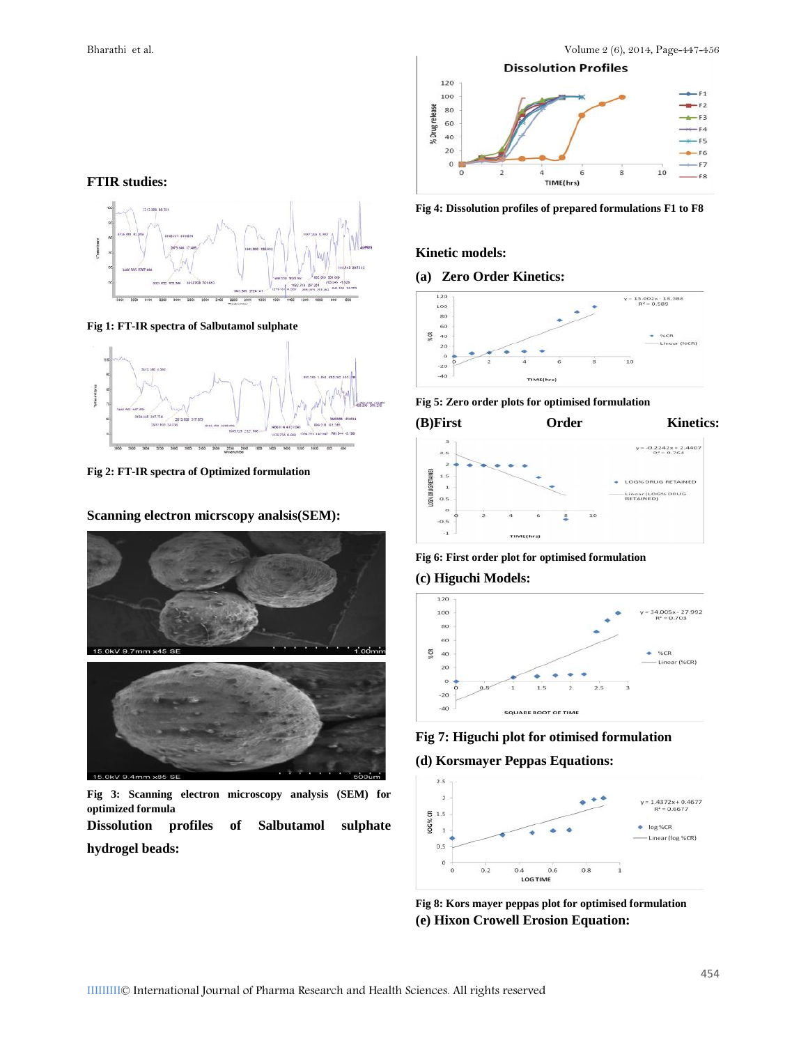**FTIR studies:**

Fig 1: FT-IR spectra of Salbutamol sulphate

Fig 2: FT-IR spectra of Optimized formulation

**Scanning electron micrscopy analsis(SEM):**

Fig 3: Scanning electron microscopy analysis (SEM) for optimized formula

**Dissolution profiles of Salbutamol sulphate hydrogel beads:**

Fig 4: Dissolution profiles of prepared formulations F1 to F8

**Kinetic models:**

**(a) Zero Order Kinetics:**

Fig 5: Zero order plots for optimised formulation

**(B)First Order Kinetics:**

Fig 6: First order plot for optimised formulation

**(c) Higuchi Models:**

Fig 7: Higuchi plot for otimised formulation

**(d) Korsmayer Peppas Equations:**

Fig 8: Kors mayer peppas plot for optimised formulation

**(e) Hixon Crowell Erosion Equation:**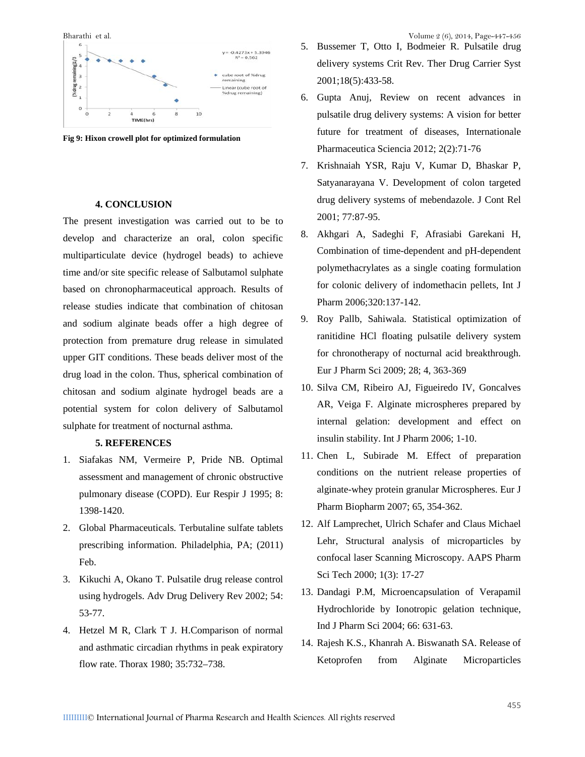Fig 9: Hixon crowell plot for optimized formulation

## 4. CONCLUSION

The present investigation was carried out to be to develop and characterize an oral, colon specific multiparticulate device (hydrogel beads) to achieve time and/or site specific release of Salbutamol sulphate based on chronopharmaceutical approach. Results of release studies indicate that combination of chitosan and sodium alginate beads offer a high degree of protection from premature drug release in simulated upper GIT conditions. These beads deliver most of the drug load in the colon. Thus, spherical combination of chitosan and sodium alginate hydrogel beads are a potential system for colon delivery of Salbutamol sulphate for treatment of nocturnal asthma.

## 5. REFERENCES

1. Siafakas NM, Vermeire P, Pride NB. Optimal assessment and management of chronic obstructive pulmonary disease (COPD). Eur Respir J 1995; 8: 1398-1420.
2. Global Pharmaceuticals. Terbutaline sulfate tablets prescribing information. Philadelphia, PA; (2011) Feb.
3. Kikuchi A, Okano T. Pulsatile drug release control using hydrogels. Adv Drug Delivery Rev 2002; 54: 53-77.
4. Hetzel M R, Clark T J. H.Comparison of normal and asthmatic circadian rhythms in peak expiratory flow rate. Thorax 1980; 35:732–738.
5. Bussemer T, Otto I, Bodmeier R. Pulsatile drug delivery systems Crit Rev. Ther Drug Carrier Syst 2001;18(5):433-58.
6. Gupta Anuj, Review on recent advances in pulsatile drug delivery systems: A vision for better future for treatment of diseases, Internationale Pharmaceutica Sciencia 2012; 2(2):71-76
7. Krishnaiah YSR, Raju V, Kumar D, Bhaskar P, Satyanarayana V. Development of colon targeted drug delivery systems of mebendazole. J Cont Rel 2001; 77:87-95.
8. Akhgari A, Sadeghi F, Afrasiabi Garekani H, Combination of time-dependent and pH-dependent polymethacrylates as a single coating formulation for colonic delivery of indomethacin pellets, Int J Pharm 2006;320:137-142.
9. Roy Pallb, Sahiwala. Statistical optimization of ranitidine HCl floating pulsatile delivery system for chronotherapy of nocturnal acid breakthrough. Eur J Pharm Sci 2009; 28; 4, 363-369
10. Silva CM, Ribeiro AJ, Figueiredo IV, Goncalves AR, Veiga F. Alginate microspheres prepared by internal gelation: development and effect on insulin stability. Int J Pharm 2006; 1-10.
11. Chen L, Subirade M. Effect of preparation conditions on the nutrient release properties of alginate-whey protein granular Microspheres. Eur J Pharm Biopharm 2007; 65, 354-362.
12. Alf Lamprechet, Ulrich Schafer and Claus Michael Lehr, Structural analysis of microparticles by confocal laser Scanning Microscopy. AAPS Pharm Sci Tech 2000; 1(3): 17-27
13. Dandagi P.M, Microencapsulation of Verapamil Hydrochloride by Ionotropic gelation technique, Ind J Pharm Sci 2004; 66: 631-63.
14. Rajesh K.S., Khanrah A. Biswanath SA. Release of Ketoprofen from Alginate Microparticles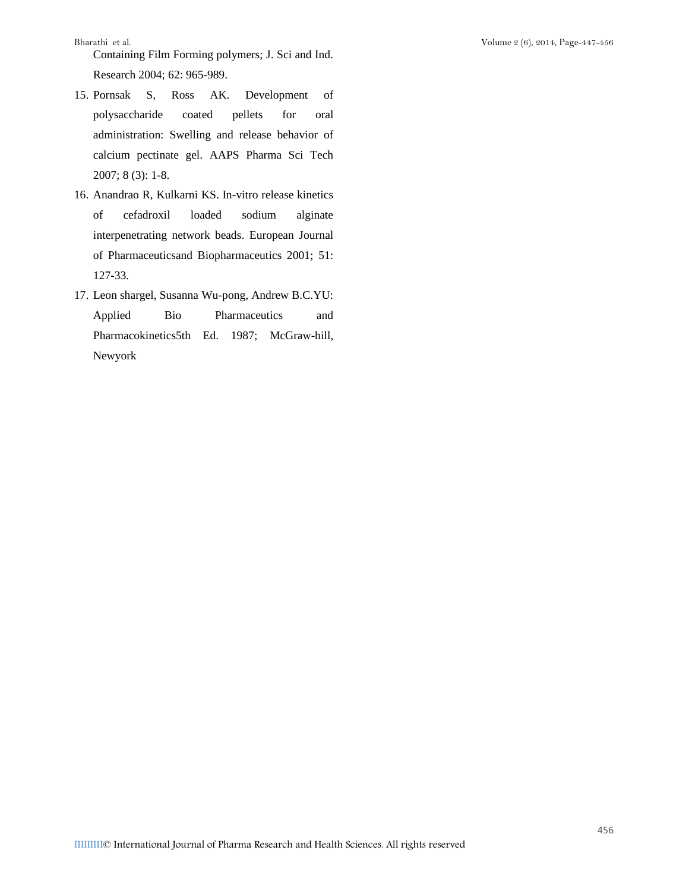Containing Film Forming polymers; J. Sci and Ind. Research 2004; 62: 965-989.

15. Pornsak S, Ross AK. Development of polysaccharide coated pellets for oral administration: Swelling and release behavior of calcium pectinate gel. AAPS Pharma Sci Tech 2007; 8 (3): 1-8.
16. Anandrao R, Kulkarni KS. In-vitro release kinetics of cefadroxil loaded sodium alginate interpenetrating network beads. European Journal of Pharmaceuticsand Biopharmaceutics 2001; 51: 127-33.
17. Leon shargel, Susanna Wu-pong, Andrew B.C.YU: Applied Bio Pharmaceutics and Pharmacokinetics5th Ed. 1987; McGraw-hill, Newyork